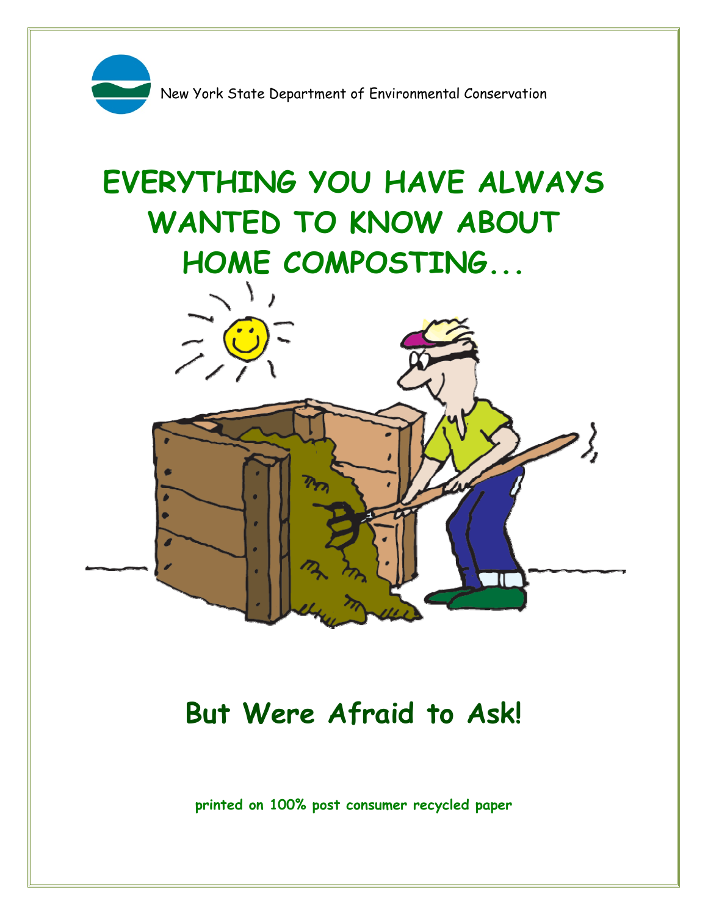New York State Department of Environmental Conservation

# EVERYTHING YOU HAVE ALWAYS WANTED TO KNOW ABOUT HOME COMPOSTING...

## But Were Afraid to Ask!

**printed on 100% post consumer recycled paper**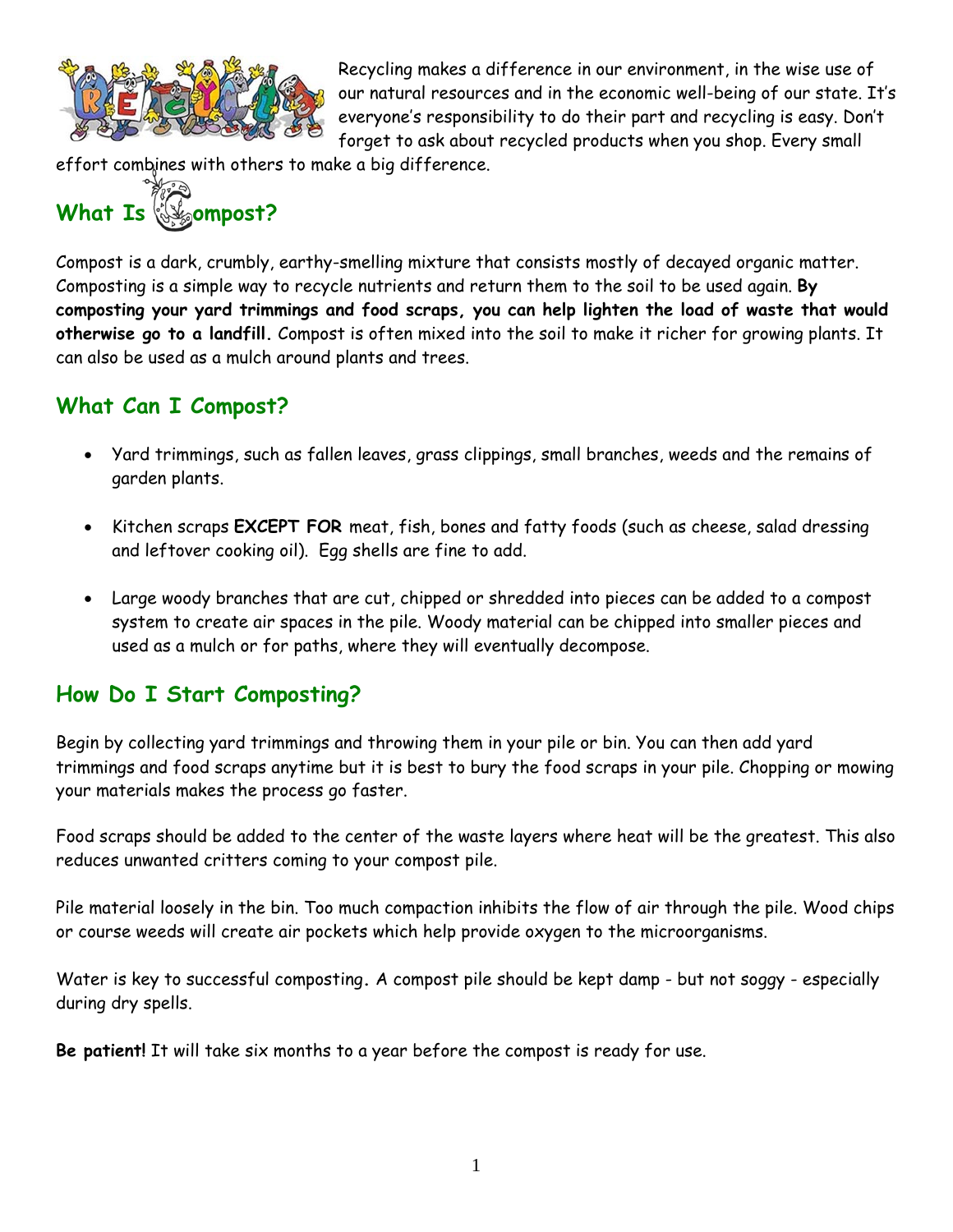Recycling makes a difference in our environment, in the wise use of our natural resources and in the economic well-being of our state. It's everyone's responsibility to do their part and recycling is easy. Don't forget to ask about recycled products when you shop. Every small effort combines with others to make a big difference.

## What Is Compost?

Compost is a dark, crumbly, earthy-smelling mixture that consists mostly of decayed organic matter. Composting is a simple way to recycle nutrients and return them to the soil to be used again. **By composting your yard trimmings and food scraps, you can help lighten the load of waste that would otherwise go to a landfill.** Compost is often mixed into the soil to make it richer for growing plants. It can also be used as a mulch around plants and trees.

## What Can I Compost?

- Yard trimmings, such as fallen leaves, grass clippings, small branches, weeds and the remains of garden plants.
- Kitchen scraps **EXCEPT FOR** meat, fish, bones and fatty foods (such as cheese, salad dressing and leftover cooking oil). Egg shells are fine to add.
- Large woody branches that are cut, chipped or shredded into pieces can be added to a compost system to create air spaces in the pile. Woody material can be chipped into smaller pieces and used as a mulch or for paths, where they will eventually decompose.

## How Do I Start Composting?

Begin by collecting yard trimmings and throwing them in your pile or bin. You can then add yard trimmings and food scraps anytime but it is best to bury the food scraps in your pile. Chopping or mowing your materials makes the process go faster.

Food scraps should be added to the center of the waste layers where heat will be the greatest. This also reduces unwanted critters coming to your compost pile.

Pile material loosely in the bin. Too much compaction inhibits the flow of air through the pile. Wood chips or course weeds will create air pockets which help provide oxygen to the microorganisms.

Water is key to successful composting. A compost pile should be kept damp - but not soggy - especially during dry spells.

**Be patient!** It will take six months to a year before the compost is ready for use.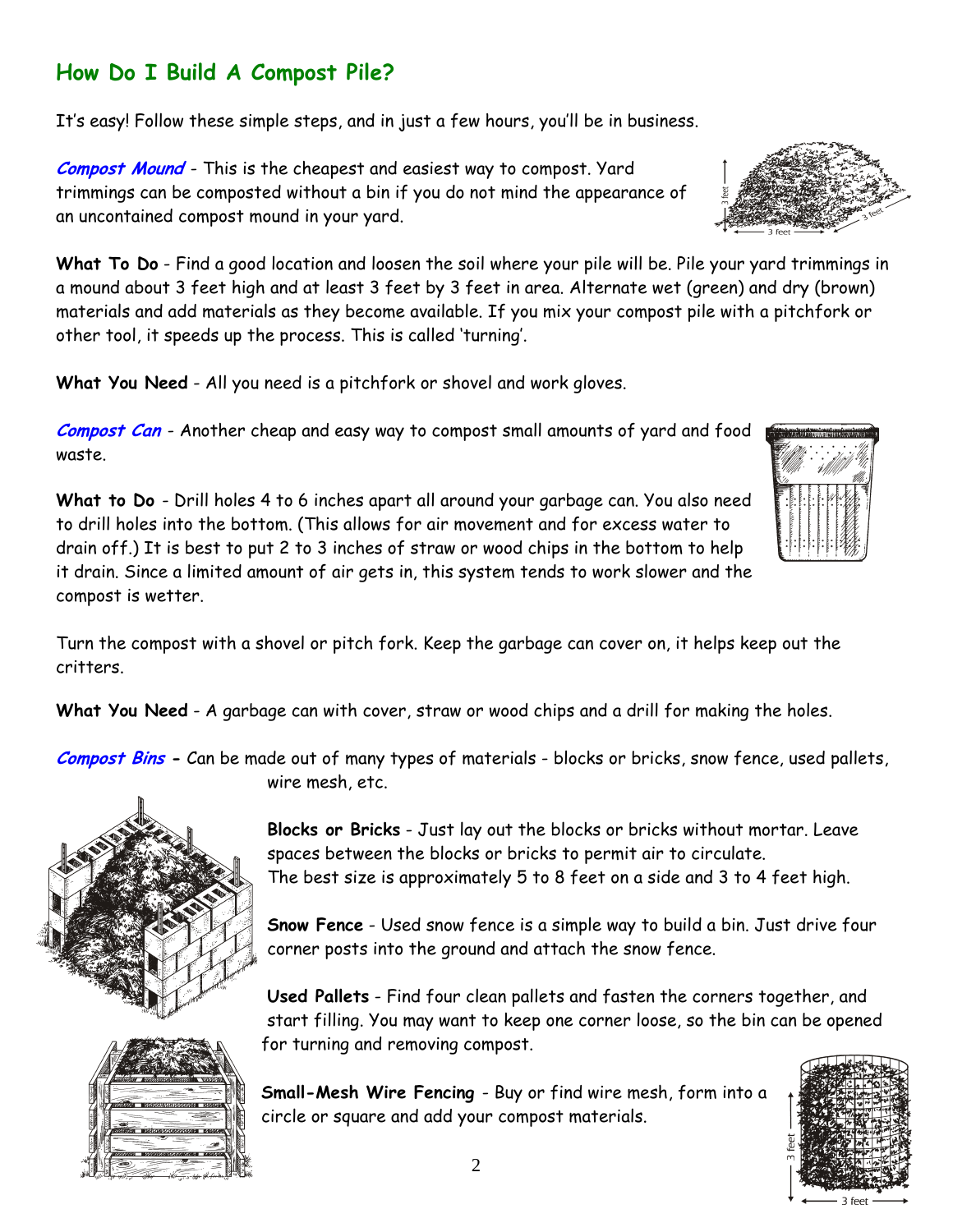## How Do I Build A Compost Pile?

It's easy! Follow these simple steps, and in just a few hours, you'll be in business.

***Compost Mound*** - This is the cheapest and easiest way to compost. Yard trimmings can be composted without a bin if you do not mind the appearance of an uncontained compost mound in your yard.

**What To Do** - Find a good location and loosen the soil where your pile will be. Pile your yard trimmings in a mound about 3 feet high and at least 3 feet by 3 feet in area. Alternate wet (green) and dry (brown) materials and add materials as they become available. If you mix your compost pile with a pitchfork or other tool, it speeds up the process. This is called 'turning'.

**What You Need** - All you need is a pitchfork or shovel and work gloves.

***Compost Can*** - Another cheap and easy way to compost small amounts of yard and food waste.

**What to Do** - Drill holes 4 to 6 inches apart all around your garbage can. You also need to drill holes into the bottom. (This allows for air movement and for excess water to drain off.) It is best to put 2 to 3 inches of straw or wood chips in the bottom to help it drain. Since a limited amount of air gets in, this system tends to work slower and the compost is wetter.

Turn the compost with a shovel or pitch fork. Keep the garbage can cover on, it helps keep out the critters.

**What You Need** - A garbage can with cover, straw or wood chips and a drill for making the holes.

***Compost Bins*** - Can be made out of many types of materials - blocks or bricks, snow fence, used pallets, wire mesh, etc.

**Blocks or Bricks** - Just lay out the blocks or bricks without mortar. Leave spaces between the blocks or bricks to permit air to circulate. The best size is approximately 5 to 8 feet on a side and 3 to 4 feet high.

**Snow Fence** - Used snow fence is a simple way to build a bin. Just drive four corner posts into the ground and attach the snow fence.

**Used Pallets** - Find four clean pallets and fasten the corners together, and start filling. You may want to keep one corner loose, so the bin can be opened for turning and removing compost.

**Small-Mesh Wire Fencing** - Buy or find wire mesh, form into a circle or square and add your compost materials.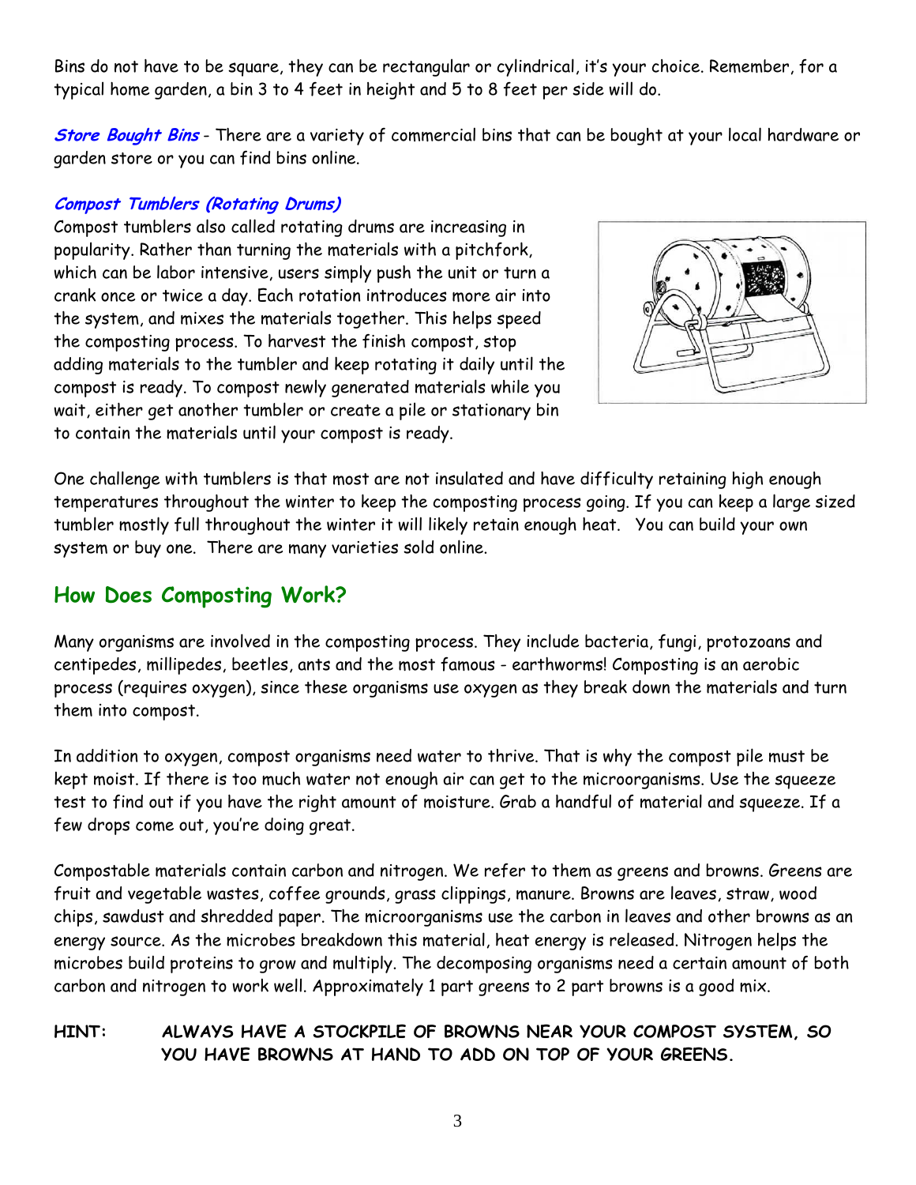Bins do not have to be square, they can be rectangular or cylindrical, it's your choice. Remember, for a typical home garden, a bin 3 to 4 feet in height and 5 to 8 feet per side will do.

***Store Bought Bins*** - There are a variety of commercial bins that can be bought at your local hardware or garden store or you can find bins online.

***Compost Tumblers (Rotating Drums)***

Compost tumblers also called rotating drums are increasing in popularity. Rather than turning the materials with a pitchfork, which can be labor intensive, users simply push the unit or turn a crank once or twice a day. Each rotation introduces more air into the system, and mixes the materials together. This helps speed the composting process. To harvest the finish compost, stop adding materials to the tumbler and keep rotating it daily until the compost is ready. To compost newly generated materials while you wait, either get another tumbler or create a pile or stationary bin to contain the materials until your compost is ready.

One challenge with tumblers is that most are not insulated and have difficulty retaining high enough temperatures throughout the winter to keep the composting process going. If you can keep a large sized tumbler mostly full throughout the winter it will likely retain enough heat. You can build your own system or buy one. There are many varieties sold online.

## How Does Composting Work?

Many organisms are involved in the composting process. They include bacteria, fungi, protozoans and centipedes, millipedes, beetles, ants and the most famous - earthworms! Composting is an aerobic process (requires oxygen), since these organisms use oxygen as they break down the materials and turn them into compost.

In addition to oxygen, compost organisms need water to thrive. That is why the compost pile must be kept moist. If there is too much water not enough air can get to the microorganisms. Use the squeeze test to find out if you have the right amount of moisture. Grab a handful of material and squeeze. If a few drops come out, you're doing great.

Compostable materials contain carbon and nitrogen. We refer to them as greens and browns. Greens are fruit and vegetable wastes, coffee grounds, grass clippings, manure. Browns are leaves, straw, wood chips, sawdust and shredded paper. The microorganisms use the carbon in leaves and other browns as an energy source. As the microbes breakdown this material, heat energy is released. Nitrogen helps the microbes build proteins to grow and multiply. The decomposing organisms need a certain amount of both carbon and nitrogen to work well. Approximately 1 part greens to 2 part browns is a good mix.

**HINT: ALWAYS HAVE A STOCKPILE OF BROWNS NEAR YOUR COMPOST SYSTEM, SO YOU HAVE BROWNS AT HAND TO ADD ON TOP OF YOUR GREENS.**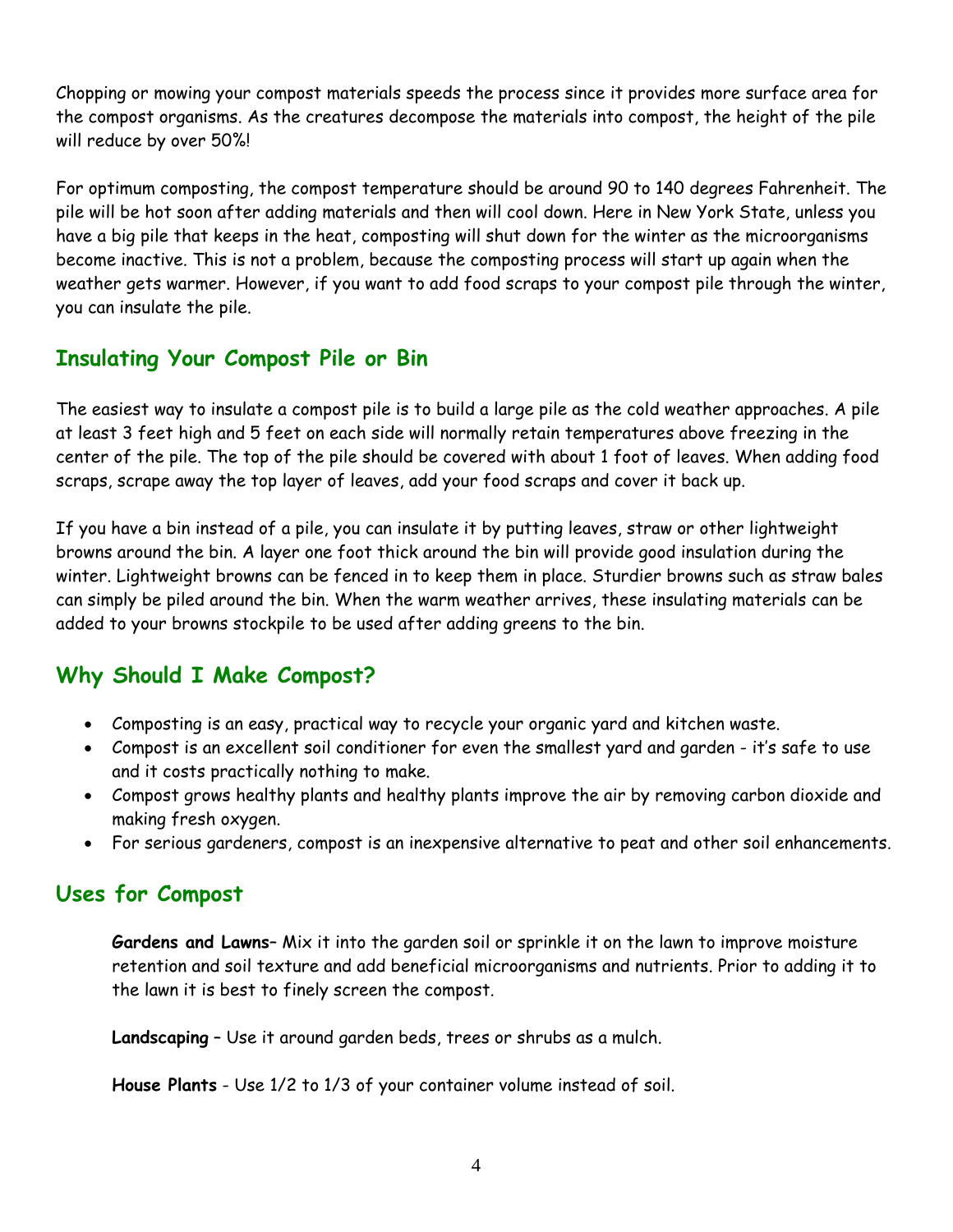Chopping or mowing your compost materials speeds the process since it provides more surface area for the compost organisms. As the creatures decompose the materials into compost, the height of the pile will reduce by over 50%!

For optimum composting, the compost temperature should be around 90 to 140 degrees Fahrenheit. The pile will be hot soon after adding materials and then will cool down. Here in New York State, unless you have a big pile that keeps in the heat, composting will shut down for the winter as the microorganisms become inactive. This is not a problem, because the composting process will start up again when the weather gets warmer. However, if you want to add food scraps to your compost pile through the winter, you can insulate the pile.

## Insulating Your Compost Pile or Bin

The easiest way to insulate a compost pile is to build a large pile as the cold weather approaches. A pile at least 3 feet high and 5 feet on each side will normally retain temperatures above freezing in the center of the pile. The top of the pile should be covered with about 1 foot of leaves. When adding food scraps, scrape away the top layer of leaves, add your food scraps and cover it back up.

If you have a bin instead of a pile, you can insulate it by putting leaves, straw or other lightweight browns around the bin. A layer one foot thick around the bin will provide good insulation during the winter. Lightweight browns can be fenced in to keep them in place. Sturdier browns such as straw bales can simply be piled around the bin. When the warm weather arrives, these insulating materials can be added to your browns stockpile to be used after adding greens to the bin.

## Why Should I Make Compost?

- Composting is an easy, practical way to recycle your organic yard and kitchen waste.
- Compost is an excellent soil conditioner for even the smallest yard and garden - it's safe to use and it costs practically nothing to make.
- Compost grows healthy plants and healthy plants improve the air by removing carbon dioxide and making fresh oxygen.
- For serious gardeners, compost is an inexpensive alternative to peat and other soil enhancements.

## Uses for Compost

**Gardens and Lawns**– Mix it into the garden soil or sprinkle it on the lawn to improve moisture retention and soil texture and add beneficial microorganisms and nutrients. Prior to adding it to the lawn it is best to finely screen the compost.

**Landscaping** – Use it around garden beds, trees or shrubs as a mulch.

**House Plants** - Use 1/2 to 1/3 of your container volume instead of soil.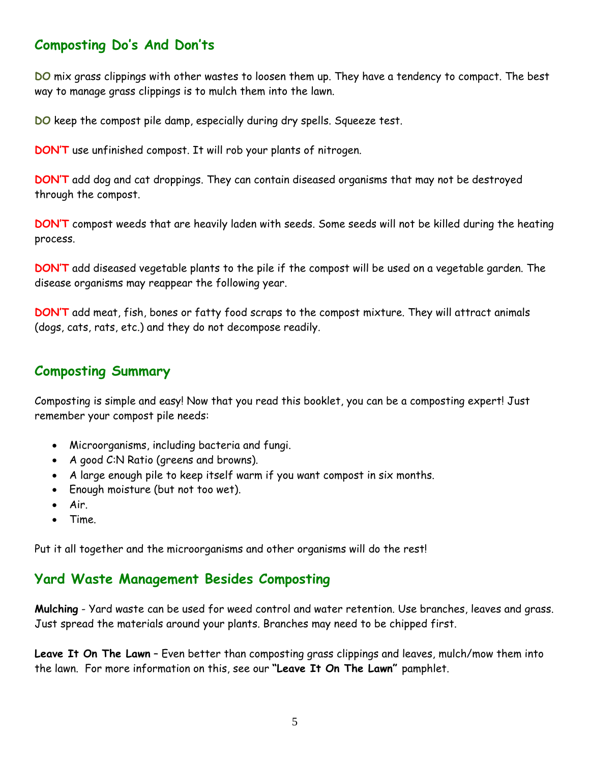## Composting Do's And Don'ts

**DO** mix grass clippings with other wastes to loosen them up. They have a tendency to compact. The best way to manage grass clippings is to mulch them into the lawn.

**DO** keep the compost pile damp, especially during dry spells. Squeeze test.

**DON'T** use unfinished compost. It will rob your plants of nitrogen.

**DON'T** add dog and cat droppings. They can contain diseased organisms that may not be destroyed through the compost.

**DON'T** compost weeds that are heavily laden with seeds. Some seeds will not be killed during the heating process.

**DON'T** add diseased vegetable plants to the pile if the compost will be used on a vegetable garden. The disease organisms may reappear the following year.

**DON'T** add meat, fish, bones or fatty food scraps to the compost mixture. They will attract animals (dogs, cats, rats, etc.) and they do not decompose readily.

## Composting Summary

Composting is simple and easy! Now that you read this booklet, you can be a composting expert! Just remember your compost pile needs:

- Microorganisms, including bacteria and fungi.
- A good C:N Ratio (greens and browns).
- A large enough pile to keep itself warm if you want compost in six months.
- Enough moisture (but not too wet).
- Air.
- Time.

Put it all together and the microorganisms and other organisms will do the rest!

## Yard Waste Management Besides Composting

**Mulching** - Yard waste can be used for weed control and water retention. Use branches, leaves and grass. Just spread the materials around your plants. Branches may need to be chipped first.

**Leave It On The Lawn** – Even better than composting grass clippings and leaves, mulch/mow them into the lawn. For more information on this, see our **"Leave It On The Lawn"** pamphlet.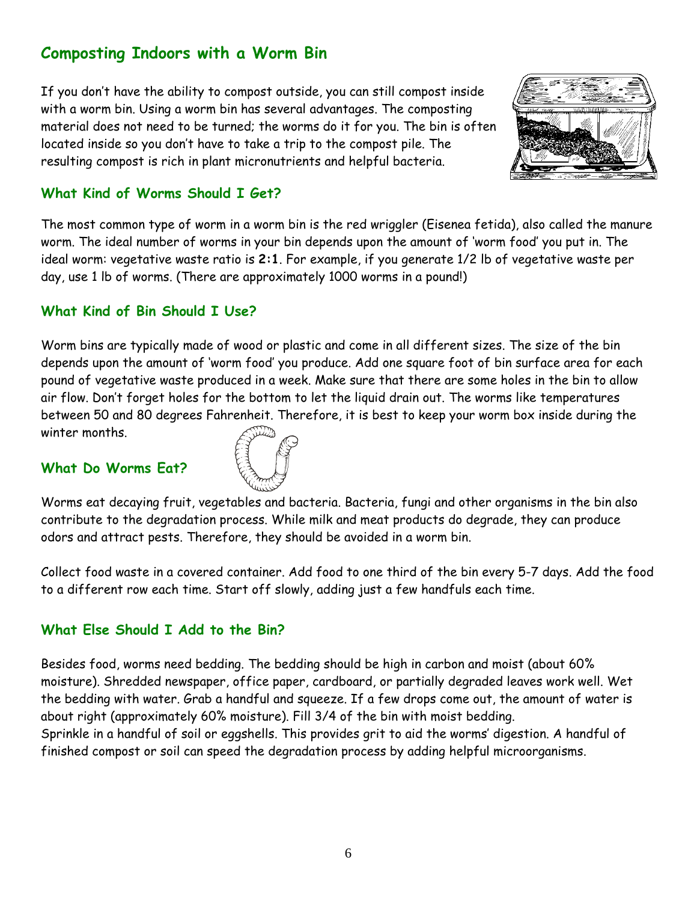## Composting Indoors with a Worm Bin

If you don't have the ability to compost outside, you can still compost inside with a worm bin. Using a worm bin has several advantages. The composting material does not need to be turned; the worms do it for you. The bin is often located inside so you don't have to take a trip to the compost pile. The resulting compost is rich in plant micronutrients and helpful bacteria.

### What Kind of Worms Should I Get?

The most common type of worm in a worm bin is the red wriggler (Eisenea fetida), also called the manure worm. The ideal number of worms in your bin depends upon the amount of 'worm food' you put in. The ideal worm: vegetative waste ratio is **2:1**. For example, if you generate 1/2 lb of vegetative waste per day, use 1 lb of worms. (There are approximately 1000 worms in a pound!)

### What Kind of Bin Should I Use?

Worm bins are typically made of wood or plastic and come in all different sizes. The size of the bin depends upon the amount of 'worm food' you produce. Add one square foot of bin surface area for each pound of vegetative waste produced in a week. Make sure that there are some holes in the bin to allow air flow. Don't forget holes for the bottom to let the liquid drain out. The worms like temperatures between 50 and 80 degrees Fahrenheit. Therefore, it is best to keep your worm box inside during the winter months.

### What Do Worms Eat?

Worms eat decaying fruit, vegetables and bacteria. Bacteria, fungi and other organisms in the bin also contribute to the degradation process. While milk and meat products do degrade, they can produce odors and attract pests. Therefore, they should be avoided in a worm bin.

Collect food waste in a covered container. Add food to one third of the bin every 5-7 days. Add the food to a different row each time. Start off slowly, adding just a few handfuls each time.

### What Else Should I Add to the Bin?

Besides food, worms need bedding. The bedding should be high in carbon and moist (about 60% moisture). Shredded newspaper, office paper, cardboard, or partially degraded leaves work well. Wet the bedding with water. Grab a handful and squeeze. If a few drops come out, the amount of water is about right (approximately 60% moisture). Fill 3/4 of the bin with moist bedding.
Sprinkle in a handful of soil or eggshells. This provides grit to aid the worms' digestion. A handful of finished compost or soil can speed the degradation process by adding helpful microorganisms.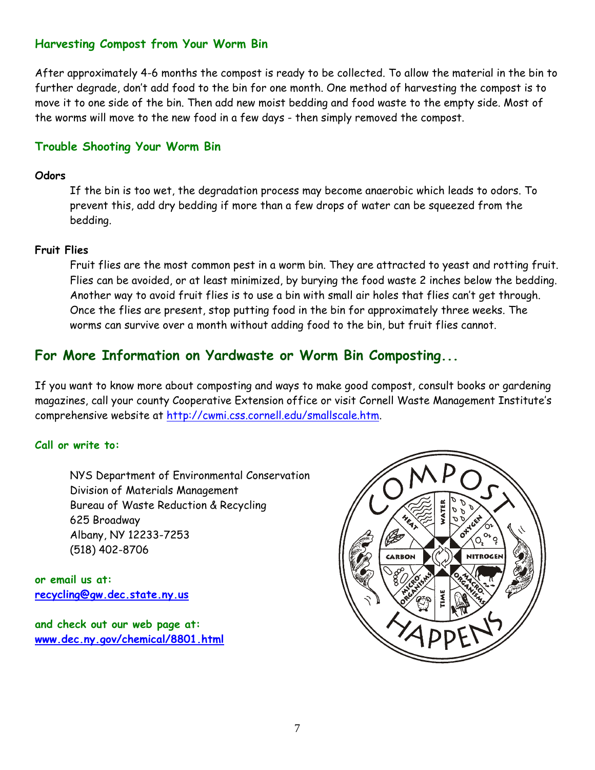## Harvesting Compost from Your Worm Bin

After approximately 4-6 months the compost is ready to be collected. To allow the material in the bin to further degrade, don't add food to the bin for one month. One method of harvesting the compost is to move it to one side of the bin. Then add new moist bedding and food waste to the empty side. Most of the worms will move to the new food in a few days - then simply removed the compost.

## Trouble Shooting Your Worm Bin

**Odors**

If the bin is too wet, the degradation process may become anaerobic which leads to odors. To prevent this, add dry bedding if more than a few drops of water can be squeezed from the bedding.

**Fruit Flies**

Fruit flies are the most common pest in a worm bin. They are attracted to yeast and rotting fruit. Flies can be avoided, or at least minimized, by burying the food waste 2 inches below the bedding. Another way to avoid fruit flies is to use a bin with small air holes that flies can't get through. Once the flies are present, stop putting food in the bin for approximately three weeks. The worms can survive over a month without adding food to the bin, but fruit flies cannot.

# For More Information on Yardwaste or Worm Bin Composting...

If you want to know more about composting and ways to make good compost, consult books or gardening magazines, call your county Cooperative Extension office or visit Cornell Waste Management Institute's comprehensive website at http://cwmi.css.cornell.edu/smallscale.htm.

**Call or write to:**

NYS Department of Environmental Conservation
Division of Materials Management
Bureau of Waste Reduction & Recycling
625 Broadway
Albany, NY 12233-7253
(518) 402-8706

**or email us at:**
**recycling@gw.dec.state.ny.us**

**and check out our web page at:**
**www.dec.ny.gov/chemical/8801.html**

COMPOST HAPPENS

HEAT
WATER
OXYGEN
CARBON
NITROGEN
MICRO-ORGANISMS
TIME
MACRO-ORGANISMS